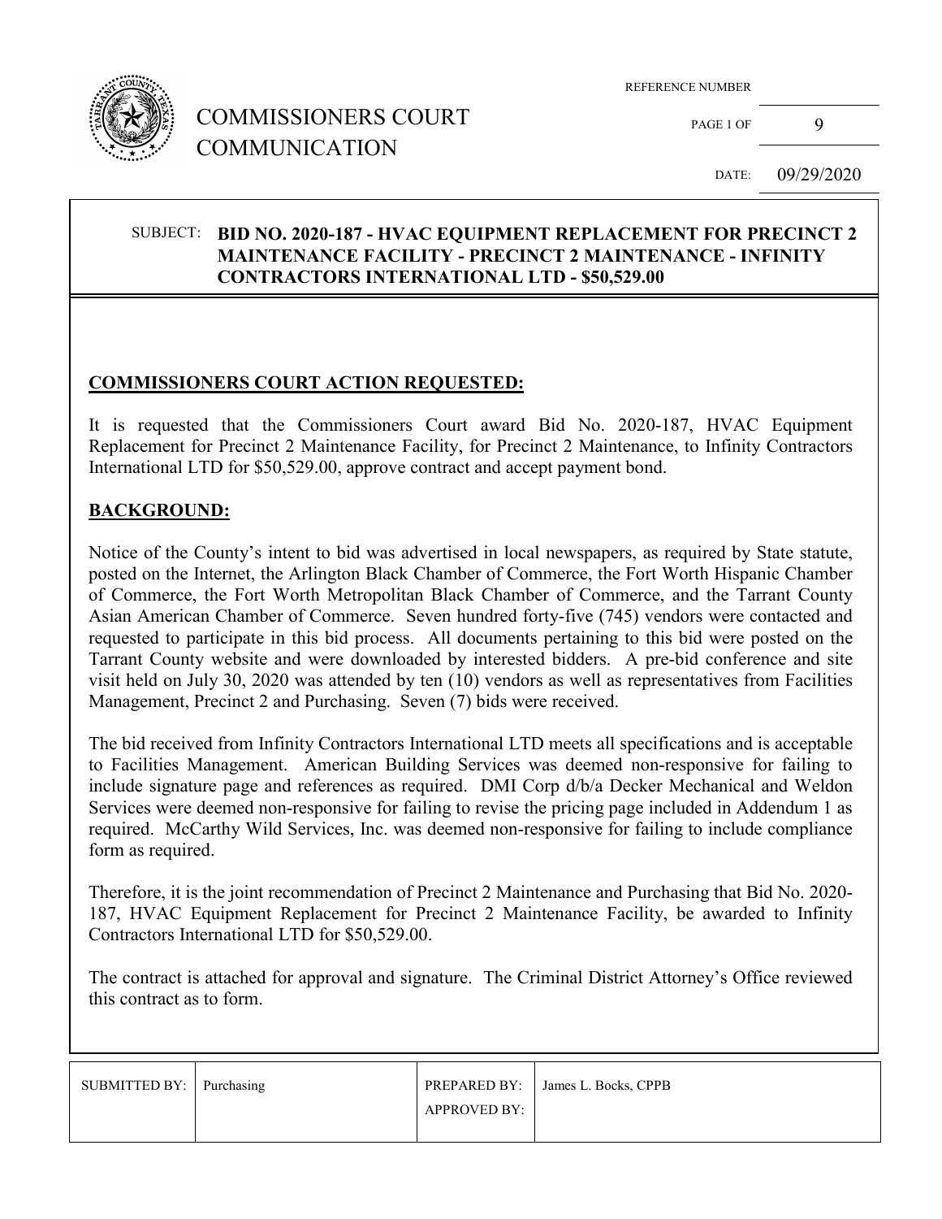# COMMISSIONERS COURT COMMUNICATION

| REFERENCE NUMBER | |
|---|---|
| PAGE 1 OF | 9 |
| DATE: | 09/29/2020 |

SUBJECT: **BID NO. 2020-187 - HVAC EQUIPMENT REPLACEMENT FOR PRECINCT 2 MAINTENANCE FACILITY - PRECINCT 2 MAINTENANCE - INFINITY CONTRACTORS INTERNATIONAL LTD - $50,529.00**

## COMMISSIONERS COURT ACTION REQUESTED:

It is requested that the Commissioners Court award Bid No. 2020-187, HVAC Equipment Replacement for Precinct 2 Maintenance Facility, for Precinct 2 Maintenance, to Infinity Contractors International LTD for $50,529.00, approve contract and accept payment bond.

## BACKGROUND:

Notice of the County's intent to bid was advertised in local newspapers, as required by State statute, posted on the Internet, the Arlington Black Chamber of Commerce, the Fort Worth Hispanic Chamber of Commerce, the Fort Worth Metropolitan Black Chamber of Commerce, and the Tarrant County Asian American Chamber of Commerce. Seven hundred forty-five (745) vendors were contacted and requested to participate in this bid process. All documents pertaining to this bid were posted on the Tarrant County website and were downloaded by interested bidders. A pre-bid conference and site visit held on July 30, 2020 was attended by ten (10) vendors as well as representatives from Facilities Management, Precinct 2 and Purchasing. Seven (7) bids were received.

The bid received from Infinity Contractors International LTD meets all specifications and is acceptable to Facilities Management. American Building Services was deemed non-responsive for failing to include signature page and references as required. DMI Corp d/b/a Decker Mechanical and Weldon Services were deemed non-responsive for failing to revise the pricing page included in Addendum 1 as required. McCarthy Wild Services, Inc. was deemed non-responsive for failing to include compliance form as required.

Therefore, it is the joint recommendation of Precinct 2 Maintenance and Purchasing that Bid No. 2020-187, HVAC Equipment Replacement for Precinct 2 Maintenance Facility, be awarded to Infinity Contractors International LTD for $50,529.00.

The contract is attached for approval and signature. The Criminal District Attorney's Office reviewed this contract as to form.

| SUBMITTED BY: | Purchasing | PREPARED BY: | James L. Bocks, CPPB |
|---|---|---|---|
| | | APPROVED BY: | |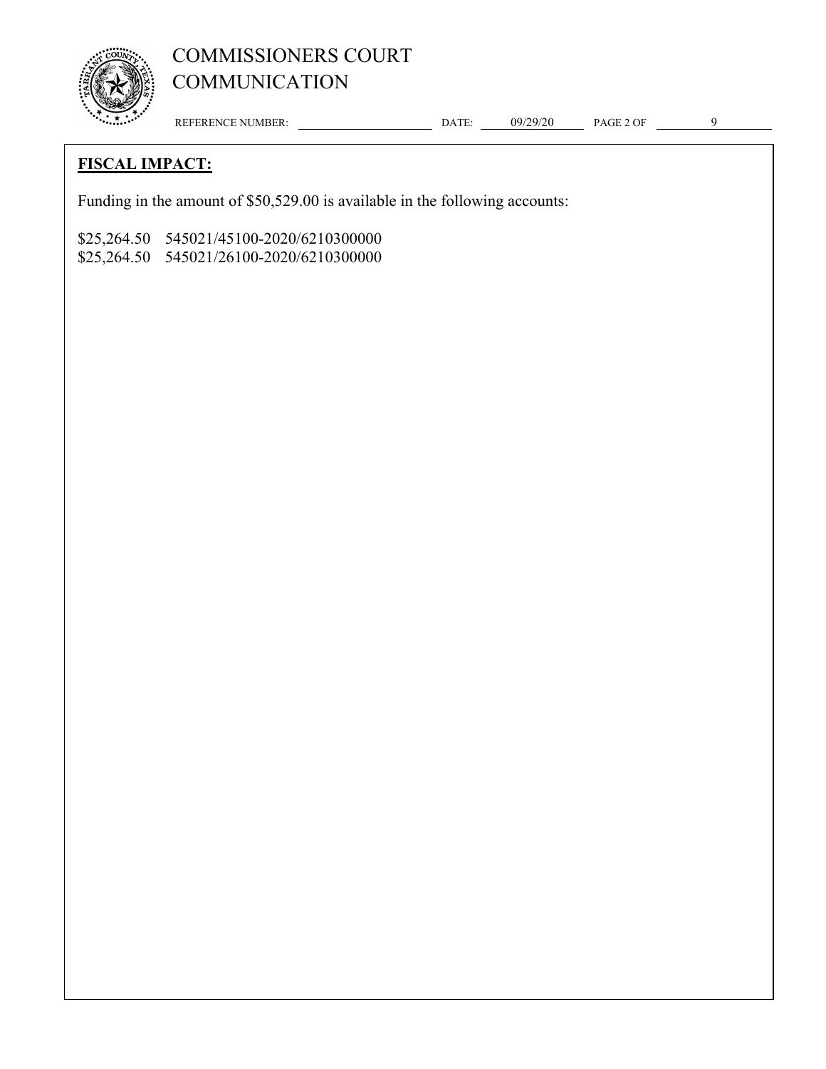## FISCAL IMPACT:

Funding in the amount of $50,529.00 is available in the following accounts:

$25,264.50 545021/45100-2020/6210300000
$25,264.50 545021/26100-2020/6210300000